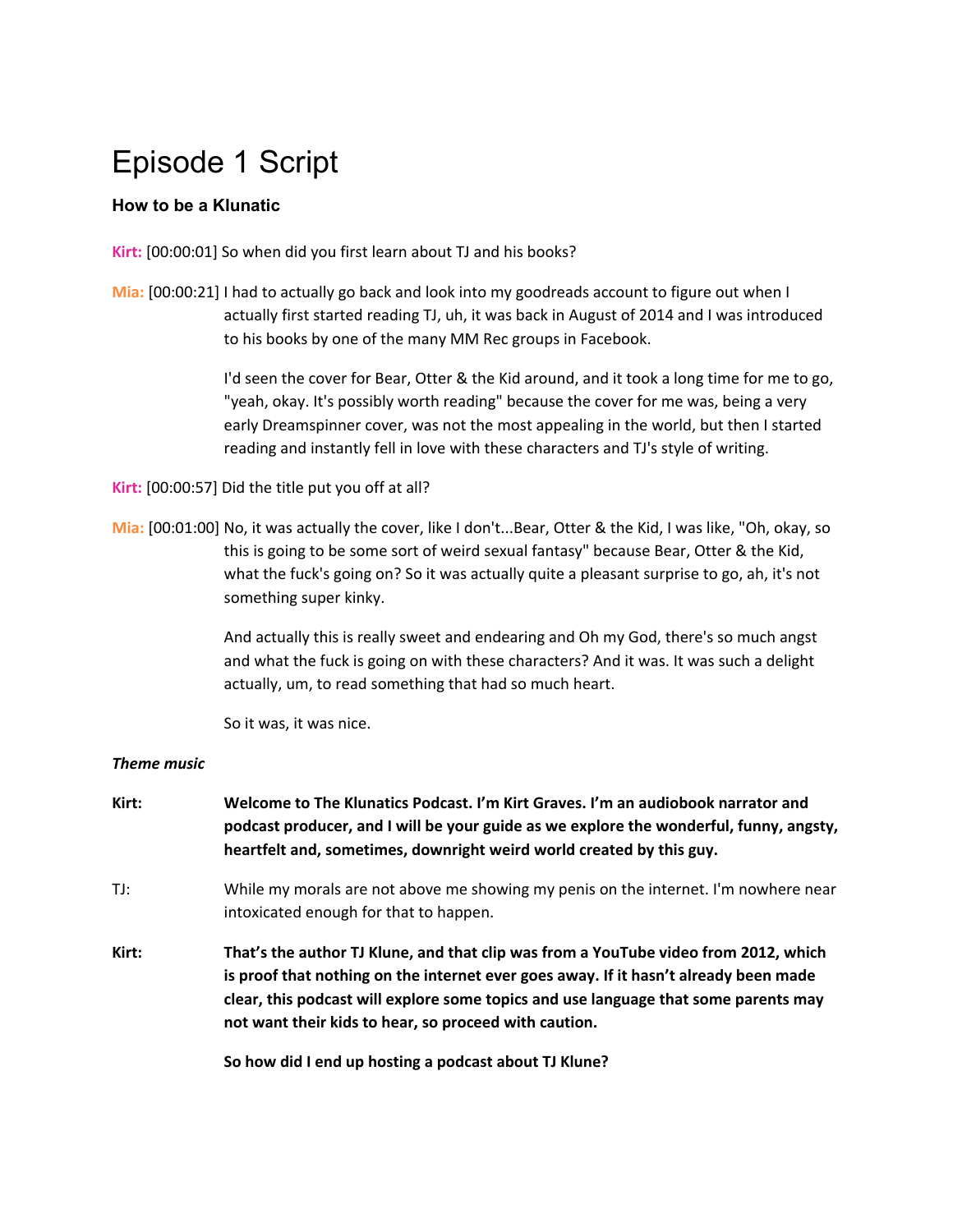# Episode 1 Script

### How to be a Klunatic

**Kirt:** [00:00:01] So when did you first learn about TJ and his books?

**Mia:** [00:00:21] I had to actually go back and look into my goodreads account to figure out when I actually first started reading TJ, uh, it was back in August of 2014 and I was introduced to his books by one of the many MM Rec groups in Facebook.

I'd seen the cover for Bear, Otter & the Kid around, and it took a long time for me to go, "yeah, okay. It's possibly worth reading" because the cover for me was, being a very early Dreamspinner cover, was not the most appealing in the world, but then I started reading and instantly fell in love with these characters and TJ's style of writing.

**Kirt:** [00:00:57] Did the title put you off at all?

**Mia:** [00:01:00] No, it was actually the cover, like I don't...Bear, Otter & the Kid, I was like, "Oh, okay, so this is going to be some sort of weird sexual fantasy" because Bear, Otter & the Kid, what the fuck's going on? So it was actually quite a pleasant surprise to go, ah, it's not something super kinky.

And actually this is really sweet and endearing and Oh my God, there's so much angst and what the fuck is going on with these characters? And it was. It was such a delight actually, um, to read something that had so much heart.

So it was, it was nice.

***Theme music***

**Kirt:** **Welcome to The Klunatics Podcast. I'm Kirt Graves. I'm an audiobook narrator and podcast producer, and I will be your guide as we explore the wonderful, funny, angsty, heartfelt and, sometimes, downright weird world created by this guy.**

TJ: While my morals are not above me showing my penis on the internet. I'm nowhere near intoxicated enough for that to happen.

**Kirt:** **That's the author TJ Klune, and that clip was from a YouTube video from 2012, which is proof that nothing on the internet ever goes away. If it hasn't already been made clear, this podcast will explore some topics and use language that some parents may not want their kids to hear, so proceed with caution.**

**So how did I end up hosting a podcast about TJ Klune?**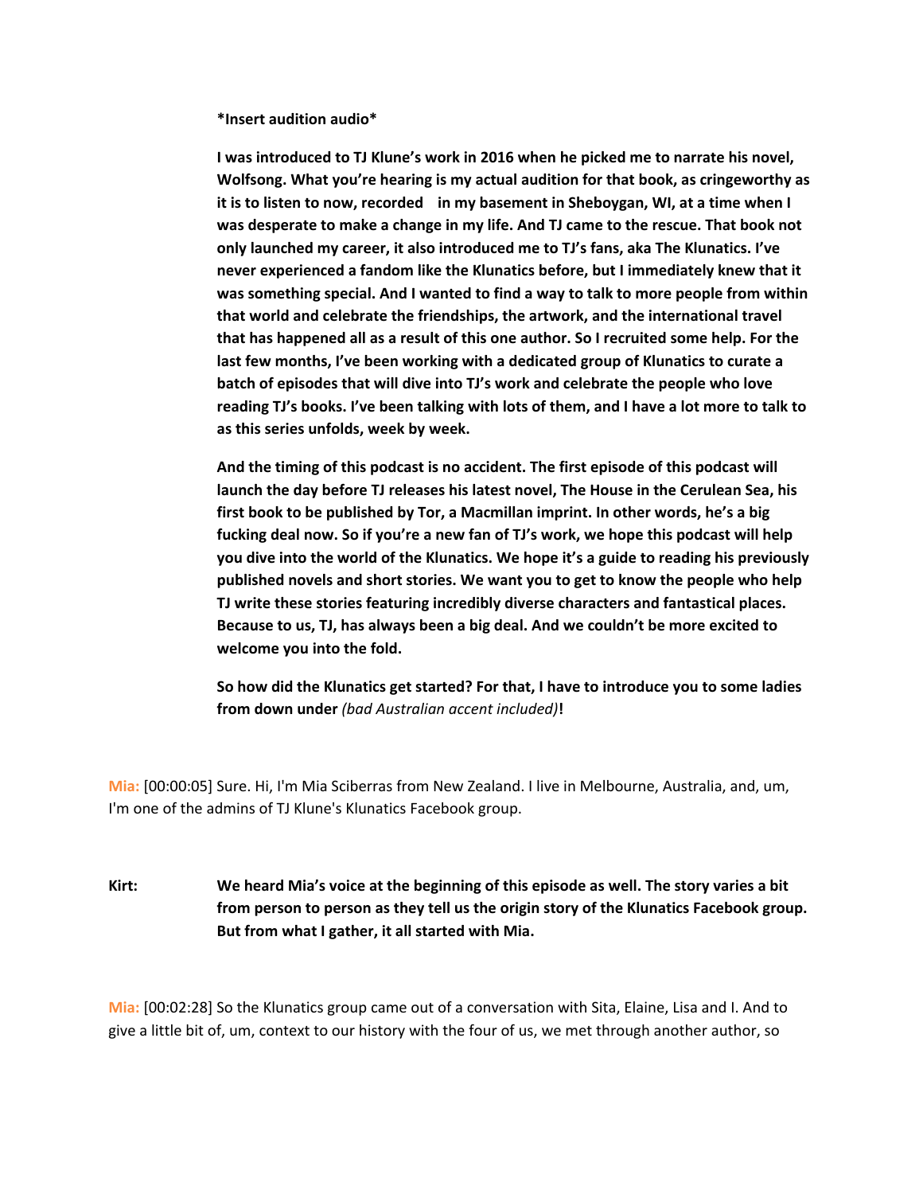**\*Insert audition audio\***

**I was introduced to TJ Klune's work in 2016 when he picked me to narrate his novel, Wolfsong. What you're hearing is my actual audition for that book, as cringeworthy as it is to listen to now, recorded in my basement in Sheboygan, WI, at a time when I was desperate to make a change in my life. And TJ came to the rescue. That book not only launched my career, it also introduced me to TJ's fans, aka The Klunatics. I've never experienced a fandom like the Klunatics before, but I immediately knew that it was something special. And I wanted to find a way to talk to more people from within that world and celebrate the friendships, the artwork, and the international travel that has happened all as a result of this one author. So I recruited some help. For the last few months, I've been working with a dedicated group of Klunatics to curate a batch of episodes that will dive into TJ's work and celebrate the people who love reading TJ's books. I've been talking with lots of them, and I have a lot more to talk to as this series unfolds, week by week.**

**And the timing of this podcast is no accident. The first episode of this podcast will launch the day before TJ releases his latest novel, The House in the Cerulean Sea, his first book to be published by Tor, a Macmillan imprint. In other words, he's a big fucking deal now. So if you're a new fan of TJ's work, we hope this podcast will help you dive into the world of the Klunatics. We hope it's a guide to reading his previously published novels and short stories. We want you to get to know the people who help TJ write these stories featuring incredibly diverse characters and fantastical places. Because to us, TJ, has always been a big deal. And we couldn't be more excited to welcome you into the fold.**

**So how did the Klunatics get started? For that, I have to introduce you to some ladies from down under** ***(bad Australian accent included)*****!**

Mia: [00:00:05] Sure. Hi, I'm Mia Sciberras from New Zealand. I live in Melbourne, Australia, and, um, I'm one of the admins of TJ Klune's Klunatics Facebook group.

**Kirt:** **We heard Mia's voice at the beginning of this episode as well. The story varies a bit from person to person as they tell us the origin story of the Klunatics Facebook group. But from what I gather, it all started with Mia.**

Mia: [00:02:28] So the Klunatics group came out of a conversation with Sita, Elaine, Lisa and I. And to give a little bit of, um, context to our history with the four of us, we met through another author, so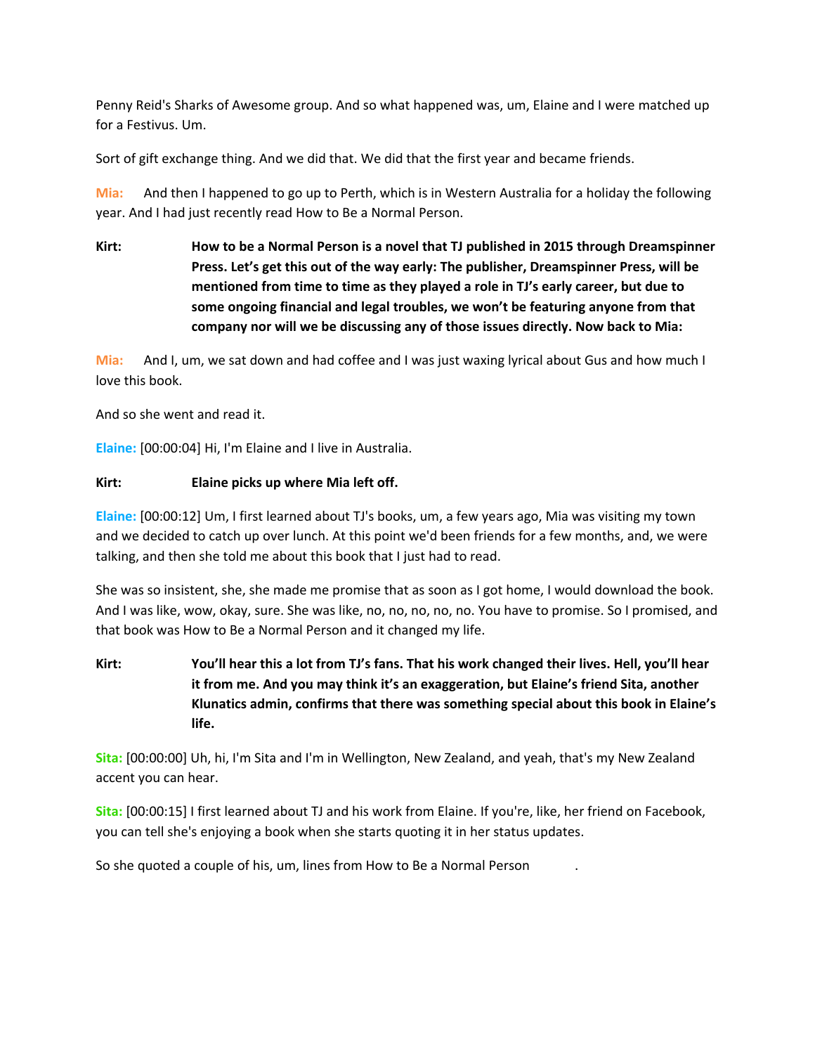Penny Reid's Sharks of Awesome group. And so what happened was, um, Elaine and I were matched up for a Festivus. Um.

Sort of gift exchange thing. And we did that. We did that the first year and became friends.

**Mia:** And then I happened to go up to Perth, which is in Western Australia for a holiday the following year. And I had just recently read How to Be a Normal Person.

**Kirt:** **How to be a Normal Person is a novel that TJ published in 2015 through Dreamspinner Press. Let's get this out of the way early: The publisher, Dreamspinner Press, will be mentioned from time to time as they played a role in TJ's early career, but due to some ongoing financial and legal troubles, we won't be featuring anyone from that company nor will we be discussing any of those issues directly. Now back to Mia:**

**Mia:** And I, um, we sat down and had coffee and I was just waxing lyrical about Gus and how much I love this book.

And so she went and read it.

**Elaine:** [00:00:04] Hi, I'm Elaine and I live in Australia.

**Kirt:** **Elaine picks up where Mia left off.**

**Elaine:** [00:00:12] Um, I first learned about TJ's books, um, a few years ago, Mia was visiting my town and we decided to catch up over lunch. At this point we'd been friends for a few months, and, we were talking, and then she told me about this book that I just had to read.

She was so insistent, she, she made me promise that as soon as I got home, I would download the book. And I was like, wow, okay, sure. She was like, no, no, no, no, no. You have to promise. So I promised, and that book was How to Be a Normal Person and it changed my life.

**Kirt:** **You'll hear this a lot from TJ's fans. That his work changed their lives. Hell, you'll hear it from me. And you may think it's an exaggeration, but Elaine's friend Sita, another Klunatics admin, confirms that there was something special about this book in Elaine's life.**

**Sita:** [00:00:00] Uh, hi, I'm Sita and I'm in Wellington, New Zealand, and yeah, that's my New Zealand accent you can hear.

**Sita:** [00:00:15] I first learned about TJ and his work from Elaine. If you're, like, her friend on Facebook, you can tell she's enjoying a book when she starts quoting it in her status updates.

So she quoted a couple of his, um, lines from How to Be a Normal Person .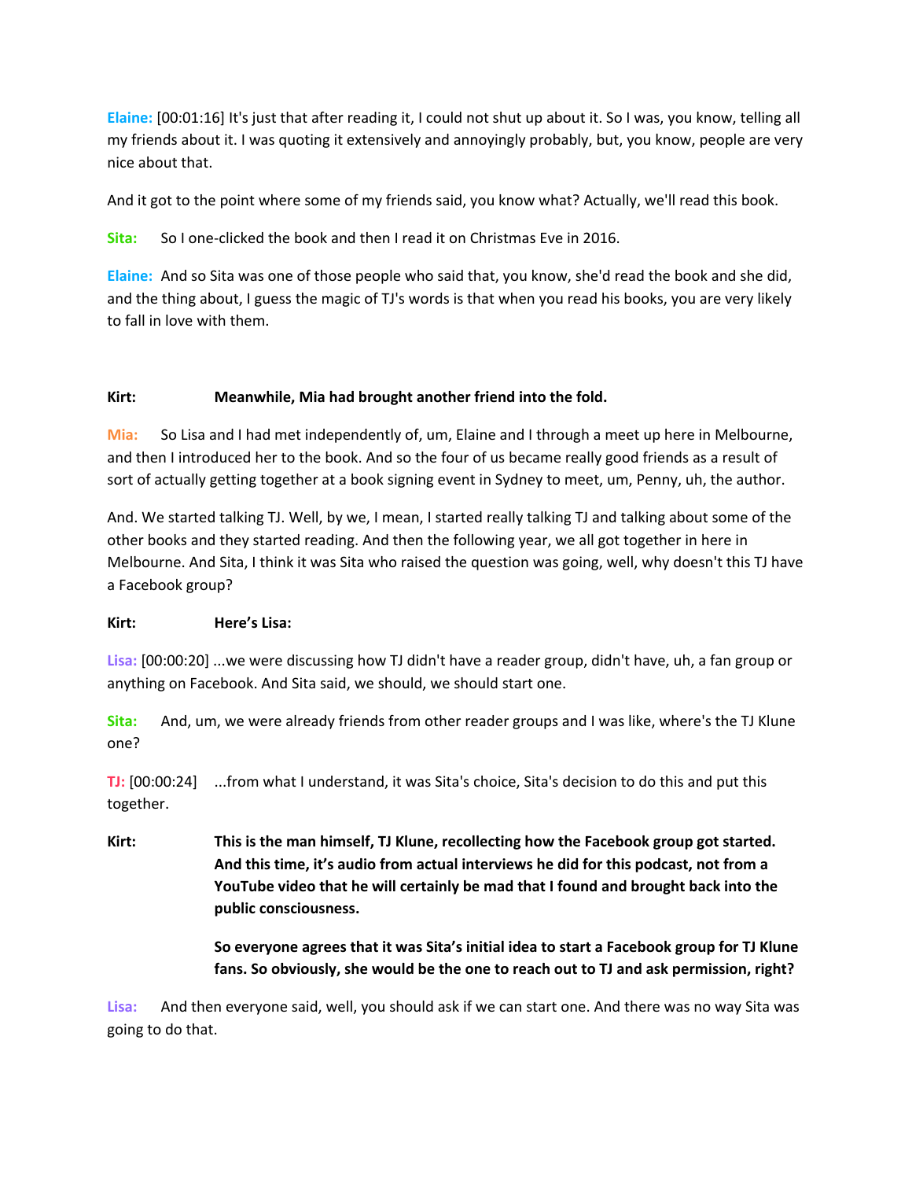**Elaine:** [00:01:16] It's just that after reading it, I could not shut up about it. So I was, you know, telling all my friends about it. I was quoting it extensively and annoyingly probably, but, you know, people are very nice about that.

And it got to the point where some of my friends said, you know what? Actually, we'll read this book.

**Sita:** So I one-clicked the book and then I read it on Christmas Eve in 2016.

**Elaine:** And so Sita was one of those people who said that, you know, she'd read the book and she did, and the thing about, I guess the magic of TJ's words is that when you read his books, you are very likely to fall in love with them.

**Kirt:** **Meanwhile, Mia had brought another friend into the fold.**

**Mia:** So Lisa and I had met independently of, um, Elaine and I through a meet up here in Melbourne, and then I introduced her to the book. And so the four of us became really good friends as a result of sort of actually getting together at a book signing event in Sydney to meet, um, Penny, uh, the author.

And. We started talking TJ. Well, by we, I mean, I started really talking TJ and talking about some of the other books and they started reading. And then the following year, we all got together in here in Melbourne. And Sita, I think it was Sita who raised the question was going, well, why doesn't this TJ have a Facebook group?

**Kirt:** **Here's Lisa:**

**Lisa:** [00:00:20] ...we were discussing how TJ didn't have a reader group, didn't have, uh, a fan group or anything on Facebook. And Sita said, we should, we should start one.

**Sita:** And, um, we were already friends from other reader groups and I was like, where's the TJ Klune one?

**TJ:** [00:00:24] ...from what I understand, it was Sita's choice, Sita's decision to do this and put this together.

**Kirt:** **This is the man himself, TJ Klune, recollecting how the Facebook group got started. And this time, it's audio from actual interviews he did for this podcast, not from a YouTube video that he will certainly be mad that I found and brought back into the public consciousness.**

**So everyone agrees that it was Sita's initial idea to start a Facebook group for TJ Klune fans. So obviously, she would be the one to reach out to TJ and ask permission, right?**

**Lisa:** And then everyone said, well, you should ask if we can start one. And there was no way Sita was going to do that.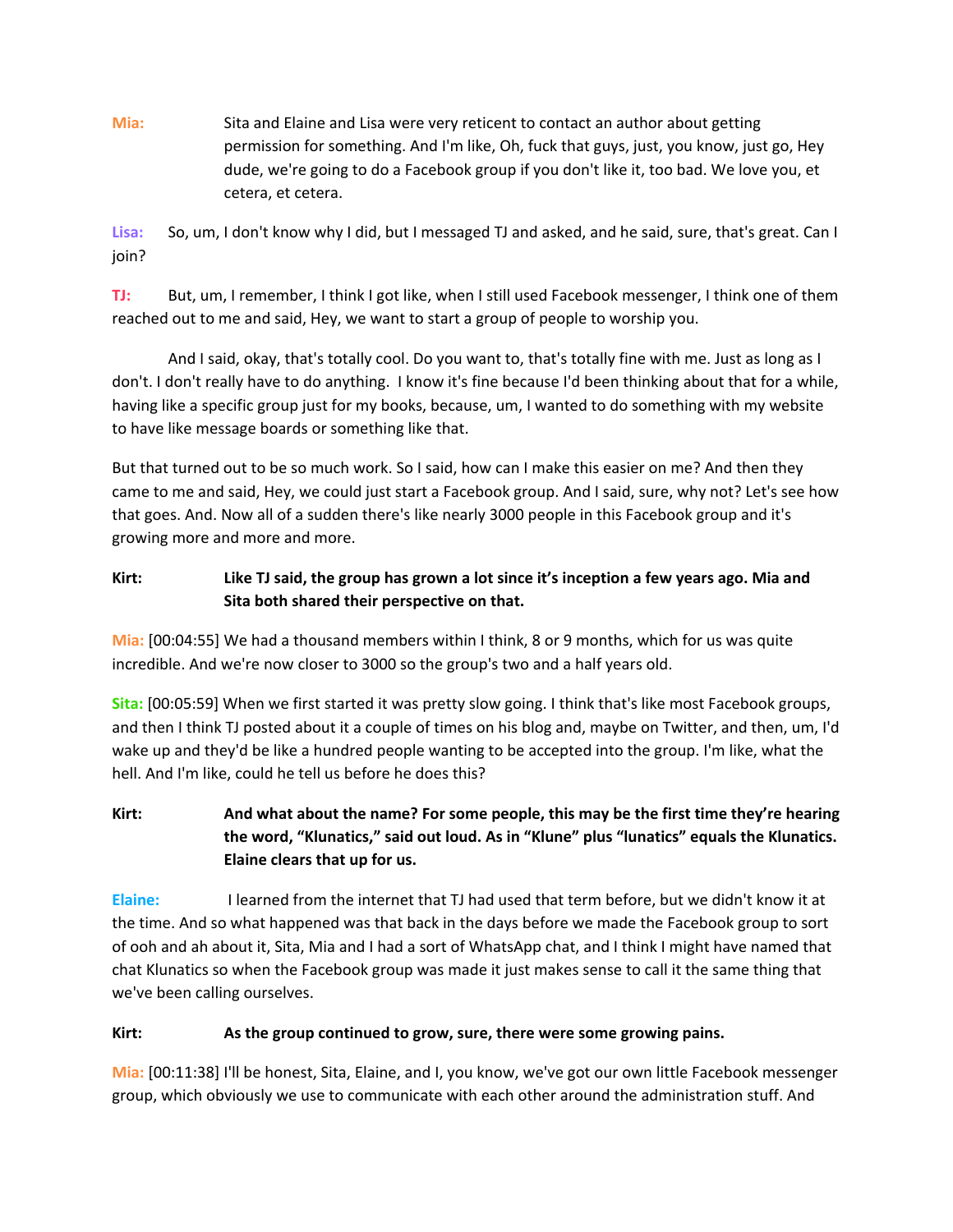**Mia:** Sita and Elaine and Lisa were very reticent to contact an author about getting permission for something. And I'm like, Oh, fuck that guys, just, you know, just go, Hey dude, we're going to do a Facebook group if you don't like it, too bad. We love you, et cetera, et cetera.

**Lisa:** So, um, I don't know why I did, but I messaged TJ and asked, and he said, sure, that's great. Can I join?

**TJ:** But, um, I remember, I think I got like, when I still used Facebook messenger, I think one of them reached out to me and said, Hey, we want to start a group of people to worship you.

And I said, okay, that's totally cool. Do you want to, that's totally fine with me. Just as long as I don't. I don't really have to do anything. I know it's fine because I'd been thinking about that for a while, having like a specific group just for my books, because, um, I wanted to do something with my website to have like message boards or something like that.

But that turned out to be so much work. So I said, how can I make this easier on me? And then they came to me and said, Hey, we could just start a Facebook group. And I said, sure, why not? Let's see how that goes. And. Now all of a sudden there's like nearly 3000 people in this Facebook group and it's growing more and more and more.

**Kirt:** **Like TJ said, the group has grown a lot since it's inception a few years ago. Mia and Sita both shared their perspective on that.**

**Mia:** [00:04:55] We had a thousand members within I think, 8 or 9 months, which for us was quite incredible. And we're now closer to 3000 so the group's two and a half years old.

**Sita:** [00:05:59] When we first started it was pretty slow going. I think that's like most Facebook groups, and then I think TJ posted about it a couple of times on his blog and, maybe on Twitter, and then, um, I'd wake up and they'd be like a hundred people wanting to be accepted into the group. I'm like, what the hell. And I'm like, could he tell us before he does this?

**Kirt:** **And what about the name? For some people, this may be the first time they're hearing the word, "Klunatics," said out loud. As in "Klune" plus "lunatics" equals the Klunatics. Elaine clears that up for us.**

**Elaine:** I learned from the internet that TJ had used that term before, but we didn't know it at the time. And so what happened was that back in the days before we made the Facebook group to sort of ooh and ah about it, Sita, Mia and I had a sort of WhatsApp chat, and I think I might have named that chat Klunatics so when the Facebook group was made it just makes sense to call it the same thing that we've been calling ourselves.

**Kirt:** **As the group continued to grow, sure, there were some growing pains.**

**Mia:** [00:11:38] I'll be honest, Sita, Elaine, and I, you know, we've got our own little Facebook messenger group, which obviously we use to communicate with each other around the administration stuff. And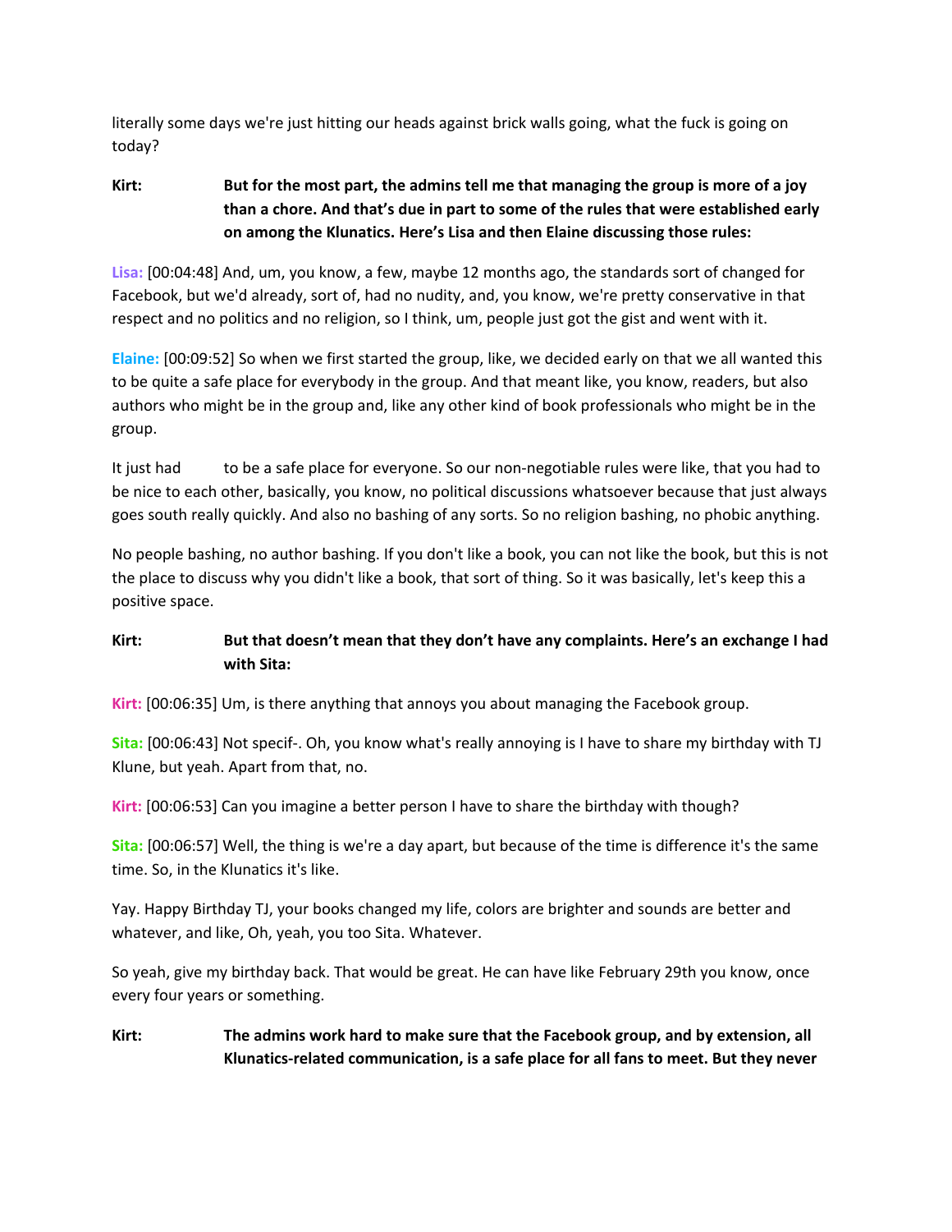literally some days we're just hitting our heads against brick walls going, what the fuck is going on today?

**Kirt:** **But for the most part, the admins tell me that managing the group is more of a joy than a chore. And that's due in part to some of the rules that were established early on among the Klunatics. Here's Lisa and then Elaine discussing those rules:**

**Lisa:** [00:04:48] And, um, you know, a few, maybe 12 months ago, the standards sort of changed for Facebook, but we'd already, sort of, had no nudity, and, you know, we're pretty conservative in that respect and no politics and no religion, so I think, um, people just got the gist and went with it.

**Elaine:** [00:09:52] So when we first started the group, like, we decided early on that we all wanted this to be quite a safe place for everybody in the group. And that meant like, you know, readers, but also authors who might be in the group and, like any other kind of book professionals who might be in the group.

It just had to be a safe place for everyone. So our non-negotiable rules were like, that you had to be nice to each other, basically, you know, no political discussions whatsoever because that just always goes south really quickly. And also no bashing of any sorts. So no religion bashing, no phobic anything.

No people bashing, no author bashing. If you don't like a book, you can not like the book, but this is not the place to discuss why you didn't like a book, that sort of thing. So it was basically, let's keep this a positive space.

**Kirt:** **But that doesn't mean that they don't have any complaints. Here's an exchange I had with Sita:**

**Kirt:** [00:06:35] Um, is there anything that annoys you about managing the Facebook group.

**Sita:** [00:06:43] Not specif-. Oh, you know what's really annoying is I have to share my birthday with TJ Klune, but yeah. Apart from that, no.

**Kirt:** [00:06:53] Can you imagine a better person I have to share the birthday with though?

**Sita:** [00:06:57] Well, the thing is we're a day apart, but because of the time is difference it's the same time. So, in the Klunatics it's like.

Yay. Happy Birthday TJ, your books changed my life, colors are brighter and sounds are better and whatever, and like, Oh, yeah, you too Sita. Whatever.

So yeah, give my birthday back. That would be great. He can have like February 29th you know, once every four years or something.

**Kirt:** **The admins work hard to make sure that the Facebook group, and by extension, all Klunatics-related communication, is a safe place for all fans to meet. But they never**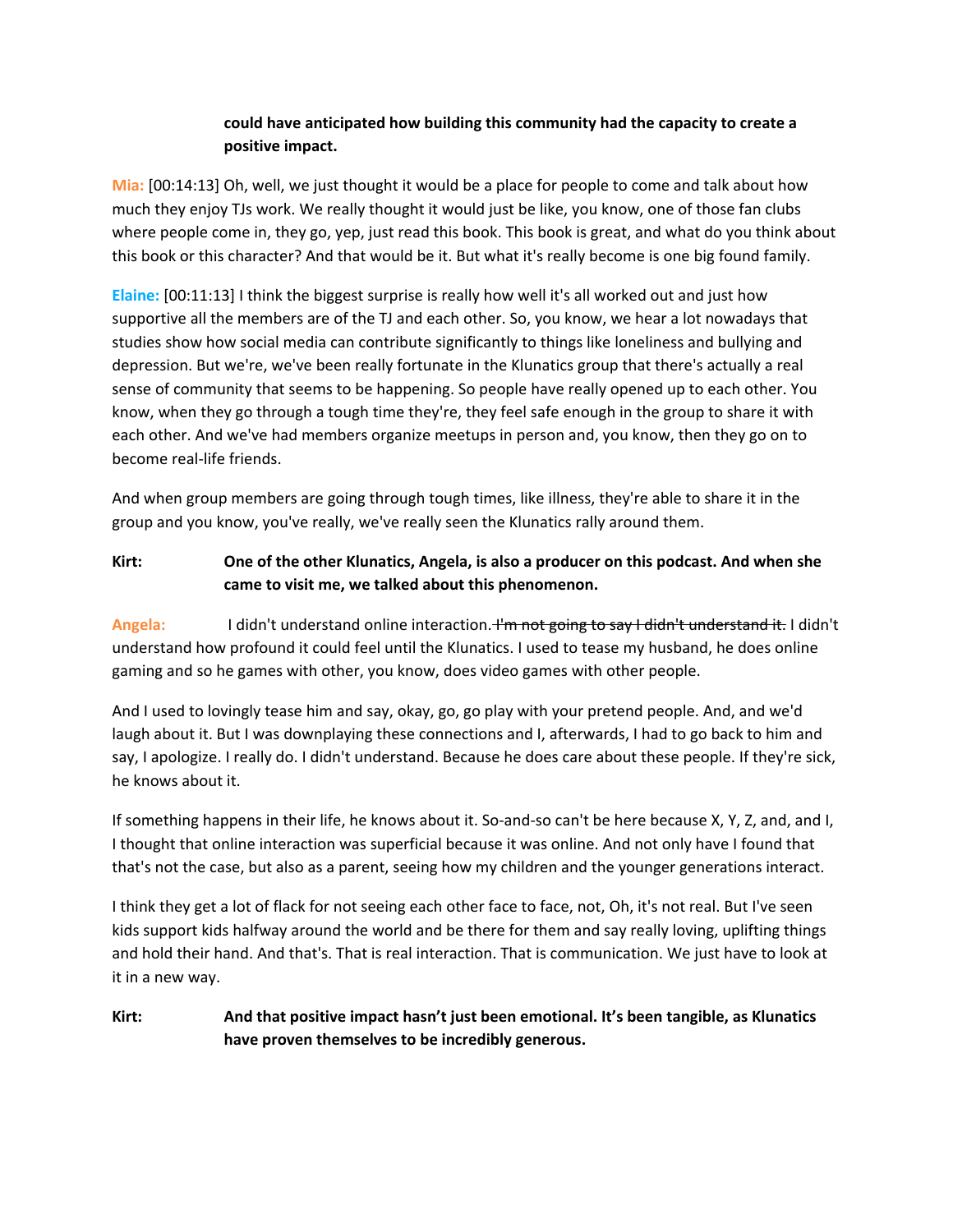**could have anticipated how building this community had the capacity to create a positive impact.**

**Mia:** [00:14:13] Oh, well, we just thought it would be a place for people to come and talk about how much they enjoy TJs work. We really thought it would just be like, you know, one of those fan clubs where people come in, they go, yep, just read this book. This book is great, and what do you think about this book or this character? And that would be it. But what it's really become is one big found family.

**Elaine:** [00:11:13] I think the biggest surprise is really how well it's all worked out and just how supportive all the members are of the TJ and each other. So, you know, we hear a lot nowadays that studies show how social media can contribute significantly to things like loneliness and bullying and depression. But we're, we've been really fortunate in the Klunatics group that there's actually a real sense of community that seems to be happening. So people have really opened up to each other. You know, when they go through a tough time they're, they feel safe enough in the group to share it with each other. And we've had members organize meetups in person and, you know, then they go on to become real-life friends.

And when group members are going through tough times, like illness, they're able to share it in the group and you know, you've really, we've really seen the Klunatics rally around them.

**Kirt:** **One of the other Klunatics, Angela, is also a producer on this podcast. And when she came to visit me, we talked about this phenomenon.**

**Angela:** I didn't understand online interaction. ~~I'm not going to say I didn't understand it.~~ I didn't understand how profound it could feel until the Klunatics. I used to tease my husband, he does online gaming and so he games with other, you know, does video games with other people.

And I used to lovingly tease him and say, okay, go, go play with your pretend people. And, and we'd laugh about it. But I was downplaying these connections and I, afterwards, I had to go back to him and say, I apologize. I really do. I didn't understand. Because he does care about these people. If they're sick, he knows about it.

If something happens in their life, he knows about it. So-and-so can't be here because X, Y, Z, and, and I, I thought that online interaction was superficial because it was online. And not only have I found that that's not the case, but also as a parent, seeing how my children and the younger generations interact.

I think they get a lot of flack for not seeing each other face to face, not, Oh, it's not real. But I've seen kids support kids halfway around the world and be there for them and say really loving, uplifting things and hold their hand. And that's. That is real interaction. That is communication. We just have to look at it in a new way.

**Kirt:** **And that positive impact hasn't just been emotional. It's been tangible, as Klunatics have proven themselves to be incredibly generous.**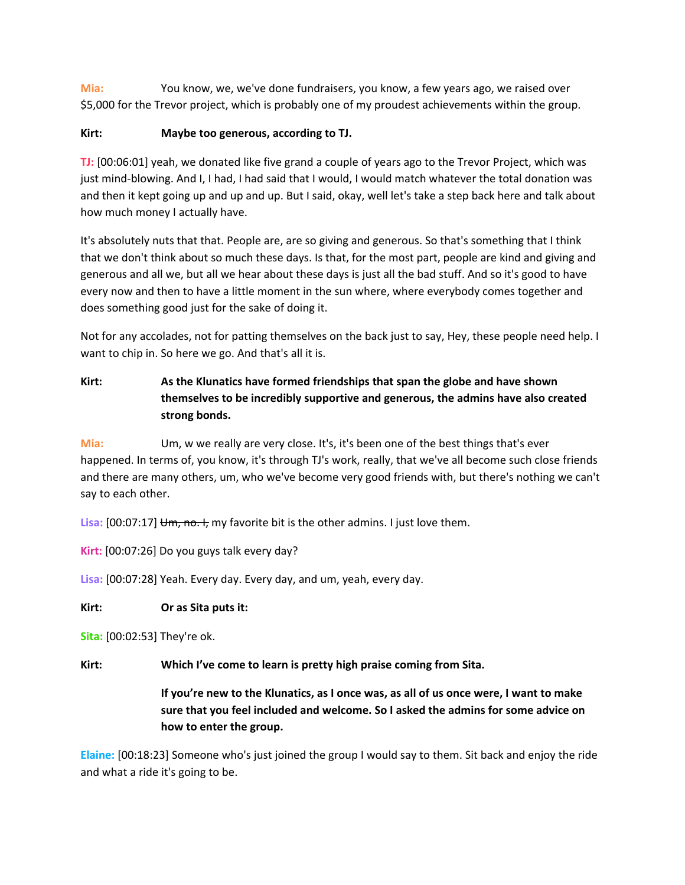**Mia:** You know, we, we've done fundraisers, you know, a few years ago, we raised over $5,000 for the Trevor project, which is probably one of my proudest achievements within the group.

**Kirt:** **Maybe too generous, according to TJ.**

**TJ:** [00:06:01] yeah, we donated like five grand a couple of years ago to the Trevor Project, which was just mind-blowing. And I, I had, I had said that I would, I would match whatever the total donation was and then it kept going up and up and up. But I said, okay, well let's take a step back here and talk about how much money I actually have.

It's absolutely nuts that that. People are, are so giving and generous. So that's something that I think that we don't think about so much these days. Is that, for the most part, people are kind and giving and generous and all we, but all we hear about these days is just all the bad stuff. And so it's good to have every now and then to have a little moment in the sun where, where everybody comes together and does something good just for the sake of doing it.

Not for any accolades, not for patting themselves on the back just to say, Hey, these people need help. I want to chip in. So here we go. And that's all it is.

**Kirt:** **As the Klunatics have formed friendships that span the globe and have shown themselves to be incredibly supportive and generous, the admins have also created strong bonds.**

**Mia:** Um, w we really are very close. It's, it's been one of the best things that's ever happened. In terms of, you know, it's through TJ's work, really, that we've all become such close friends and there are many others, um, who we've become very good friends with, but there's nothing we can't say to each other.

**Lisa:** [00:07:17] ~~Um, no. I,~~ my favorite bit is the other admins. I just love them.

**Kirt:** [00:07:26] Do you guys talk every day?

**Lisa:** [00:07:28] Yeah. Every day. Every day, and um, yeah, every day.

**Kirt:** **Or as Sita puts it:**

**Sita:** [00:02:53] They're ok.

**Kirt:** **Which I've come to learn is pretty high praise coming from Sita.**

**If you're new to the Klunatics, as I once was, as all of us once were, I want to make sure that you feel included and welcome. So I asked the admins for some advice on how to enter the group.**

**Elaine:** [00:18:23] Someone who's just joined the group I would say to them. Sit back and enjoy the ride and what a ride it's going to be.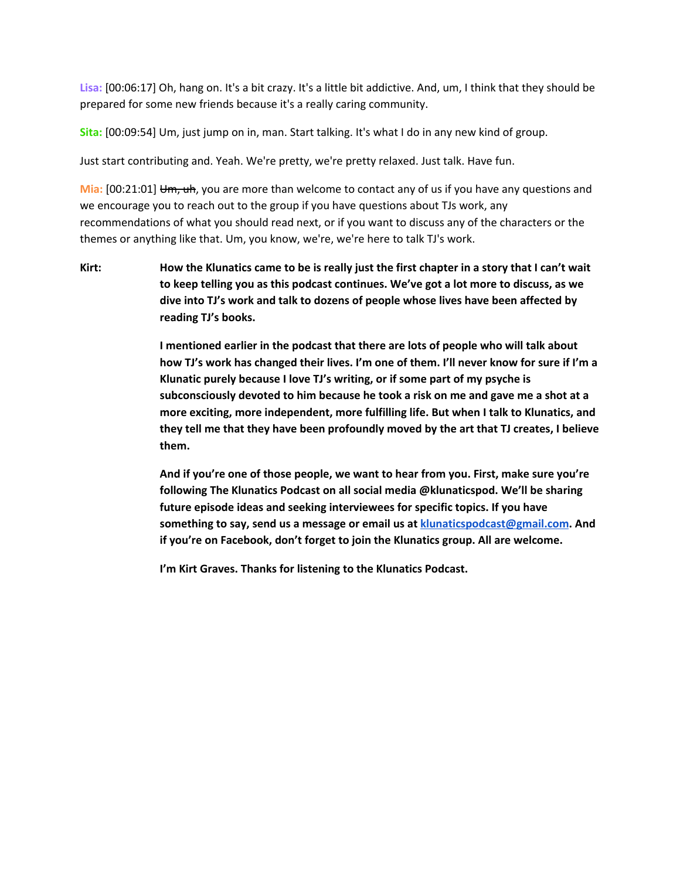**Lisa:** [00:06:17] Oh, hang on. It's a bit crazy. It's a little bit addictive. And, um, I think that they should be prepared for some new friends because it's a really caring community.

**Sita:** [00:09:54] Um, just jump on in, man. Start talking. It's what I do in any new kind of group.

Just start contributing and. Yeah. We're pretty, we're pretty relaxed. Just talk. Have fun.

**Mia:** [00:21:01] ~~Um, uh~~, you are more than welcome to contact any of us if you have any questions and we encourage you to reach out to the group if you have questions about TJs work, any recommendations of what you should read next, or if you want to discuss any of the characters or the themes or anything like that. Um, you know, we're, we're here to talk TJ's work.

**Kirt:** **How the Klunatics came to be is really just the first chapter in a story that I can't wait to keep telling you as this podcast continues. We've got a lot more to discuss, as we dive into TJ's work and talk to dozens of people whose lives have been affected by reading TJ's books.**

**I mentioned earlier in the podcast that there are lots of people who will talk about how TJ's work has changed their lives. I'm one of them. I'll never know for sure if I'm a Klunatic purely because I love TJ's writing, or if some part of my psyche is subconsciously devoted to him because he took a risk on me and gave me a shot at a more exciting, more independent, more fulfilling life. But when I talk to Klunatics, and they tell me that they have been profoundly moved by the art that TJ creates, I believe them.**

**And if you're one of those people, we want to hear from you. First, make sure you're following The Klunatics Podcast on all social media @klunaticspod. We'll be sharing future episode ideas and seeking interviewees for specific topics. If you have something to say, send us a message or email us at klunaticspodcast@gmail.com. And if you're on Facebook, don't forget to join the Klunatics group. All are welcome.**

**I'm Kirt Graves. Thanks for listening to the Klunatics Podcast.**